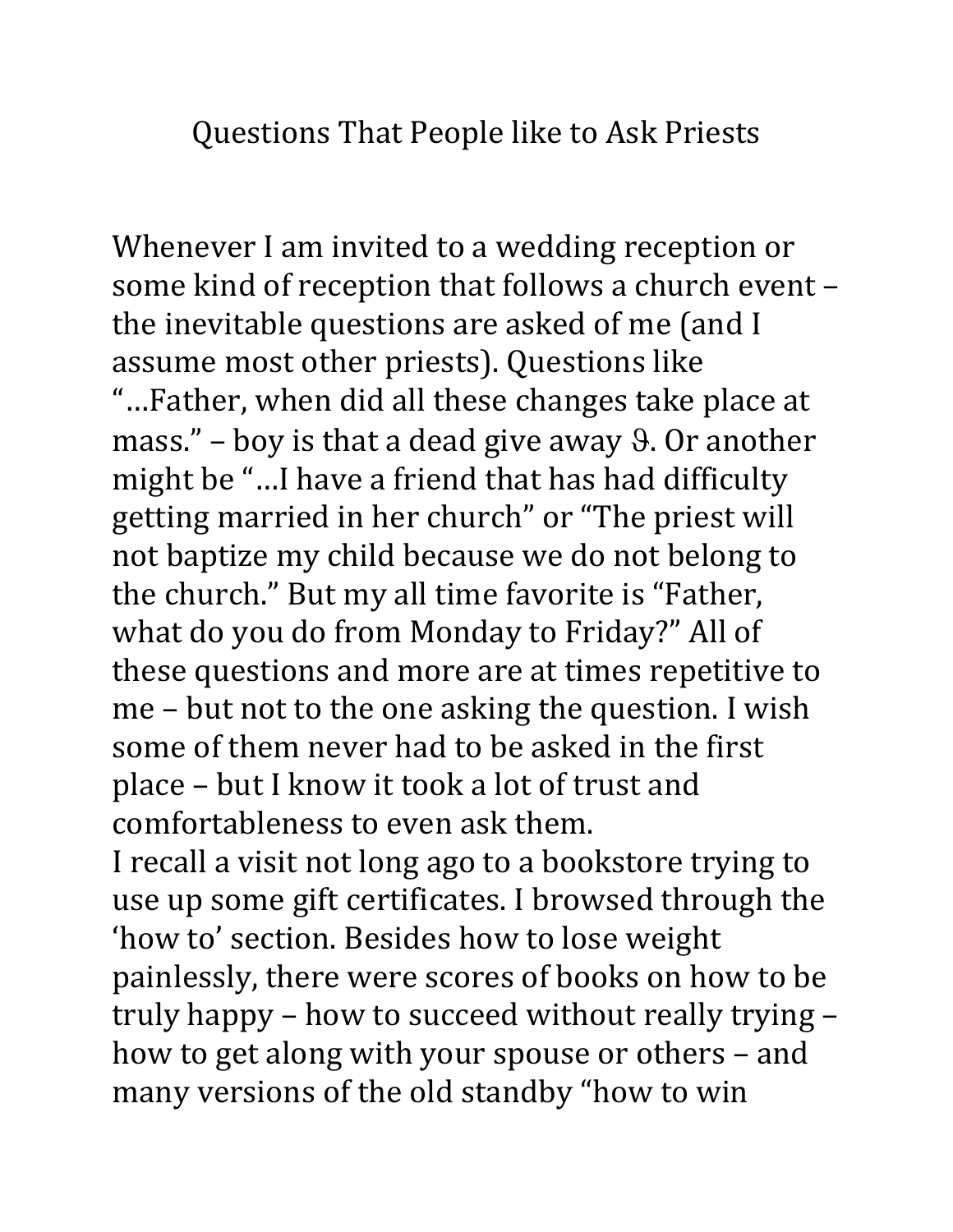# Questions That People like to Ask Priests

Whenever I am invited to a wedding reception or some kind of reception that follows a church event – the inevitable questions are asked of me (and I assume most other priests). Questions like "…Father, when did all these changes take place at mass." – boy is that a dead give away ϑ. Or another might be "…I have a friend that has had difficulty getting married in her church" or "The priest will not baptize my child because we do not belong to the church." But my all time favorite is "Father, what do you do from Monday to Friday?" All of these questions and more are at times repetitive to me – but not to the one asking the question. I wish some of them never had to be asked in the first place – but I know it took a lot of trust and comfortableness to even ask them.

I recall a visit not long ago to a bookstore trying to use up some gift certificates. I browsed through the 'how to' section. Besides how to lose weight painlessly, there were scores of books on how to be truly happy – how to succeed without really trying – how to get along with your spouse or others – and many versions of the old standby "how to win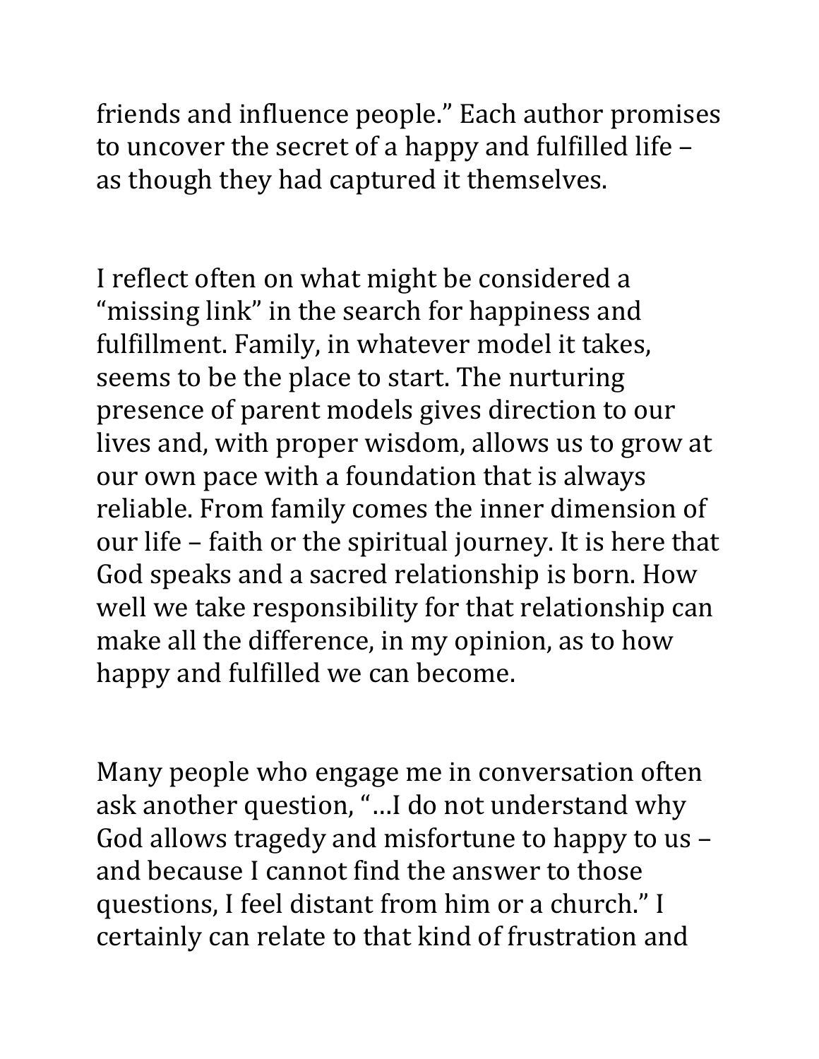friends and influence people." Each author promises to uncover the secret of a happy and fulfilled life – as though they had captured it themselves.

I reflect often on what might be considered a "missing link" in the search for happiness and fulfillment. Family, in whatever model it takes, seems to be the place to start. The nurturing presence of parent models gives direction to our lives and, with proper wisdom, allows us to grow at our own pace with a foundation that is always reliable. From family comes the inner dimension of our life – faith or the spiritual journey. It is here that God speaks and a sacred relationship is born. How well we take responsibility for that relationship can make all the difference, in my opinion, as to how happy and fulfilled we can become.

Many people who engage me in conversation often ask another question, "…I do not understand why God allows tragedy and misfortune to happy to us – and because I cannot find the answer to those questions, I feel distant from him or a church." I certainly can relate to that kind of frustration and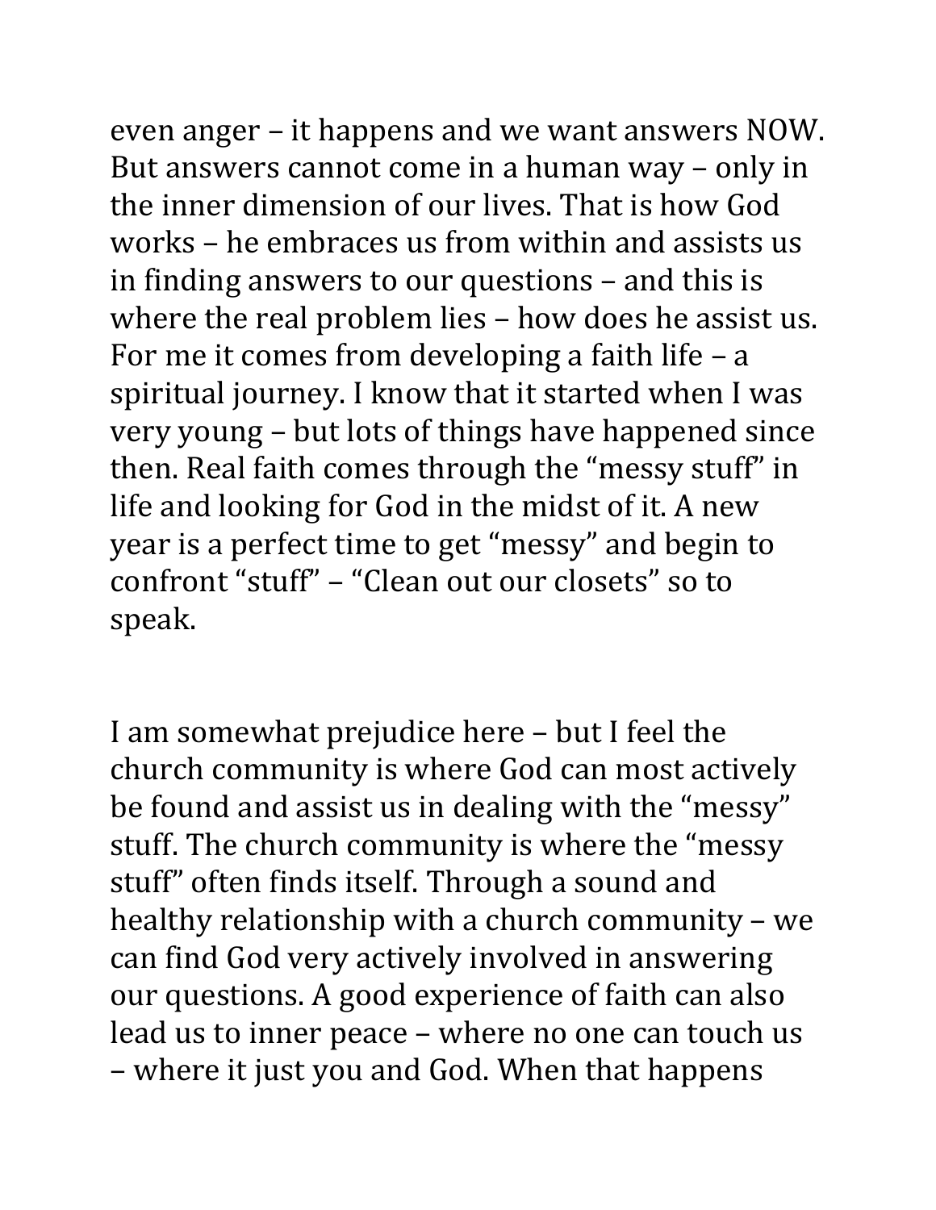even anger – it happens and we want answers NOW. But answers cannot come in a human way – only in the inner dimension of our lives. That is how God works – he embraces us from within and assists us in finding answers to our questions – and this is where the real problem lies – how does he assist us. For me it comes from developing a faith life – a spiritual journey. I know that it started when I was very young – but lots of things have happened since then. Real faith comes through the "messy stuff" in life and looking for God in the midst of it. A new year is a perfect time to get "messy" and begin to confront "stuff" – "Clean out our closets" so to speak.

I am somewhat prejudice here – but I feel the church community is where God can most actively be found and assist us in dealing with the "messy" stuff. The church community is where the "messy stuff" often finds itself. Through a sound and healthy relationship with a church community – we can find God very actively involved in answering our questions. A good experience of faith can also lead us to inner peace – where no one can touch us – where it just you and God. When that happens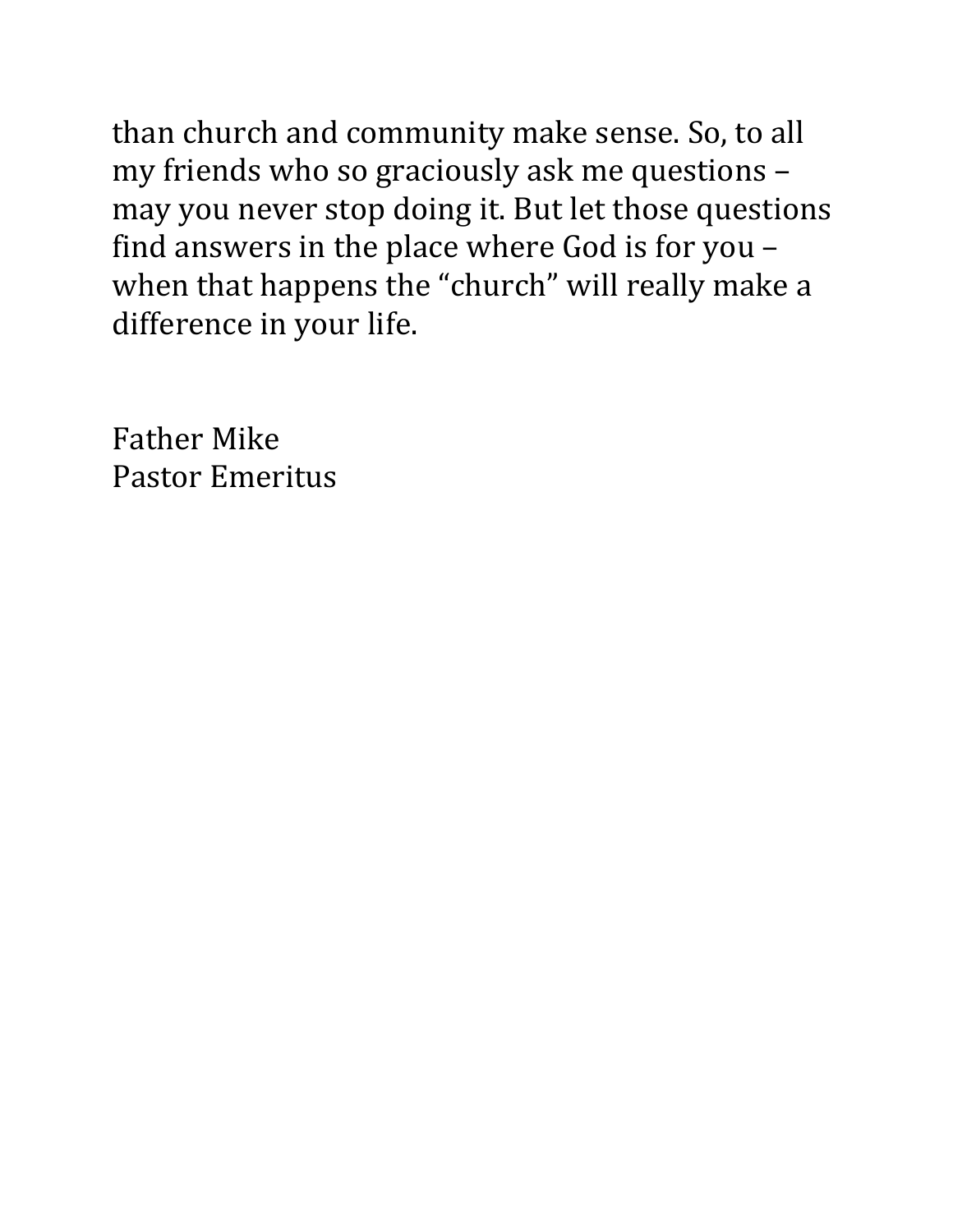than church and community make sense. So, to all my friends who so graciously ask me questions – may you never stop doing it. But let those questions find answers in the place where God is for you – when that happens the "church" will really make a difference in your life.

Father Mike
Pastor Emeritus